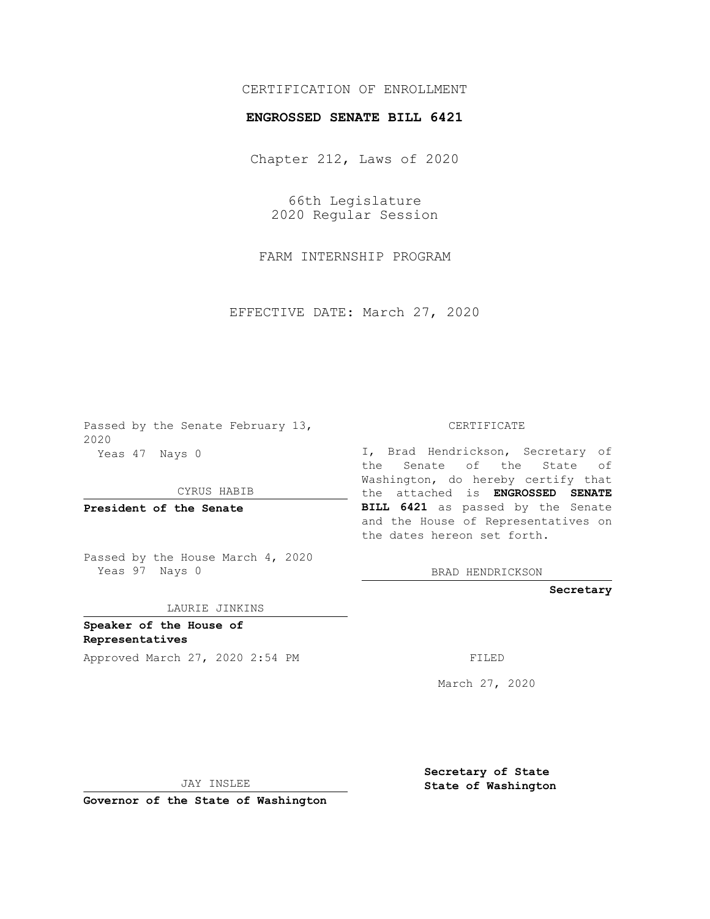CERTIFICATION OF ENROLLMENT

**ENGROSSED SENATE BILL 6421**

Chapter 212, Laws of 2020

66th Legislature
2020 Regular Session

FARM INTERNSHIP PROGRAM

EFFECTIVE DATE: March 27, 2020

Passed by the Senate February 13, 2020
Yeas 47 Nays 0

CYRUS HABIB

**President of the Senate**

Passed by the House March 4, 2020
Yeas 97 Nays 0

LAURIE JINKINS

**Speaker of the House of Representatives**

Approved March 27, 2020 2:54 PM

JAY INSLEE

**Governor of the State of Washington**

CERTIFICATE

I, Brad Hendrickson, Secretary of the Senate of the State of Washington, do hereby certify that the attached is **ENGROSSED SENATE BILL 6421** as passed by the Senate and the House of Representatives on the dates hereon set forth.

BRAD HENDRICKSON

**Secretary**

FILED

March 27, 2020

**Secretary of State**
**State of Washington**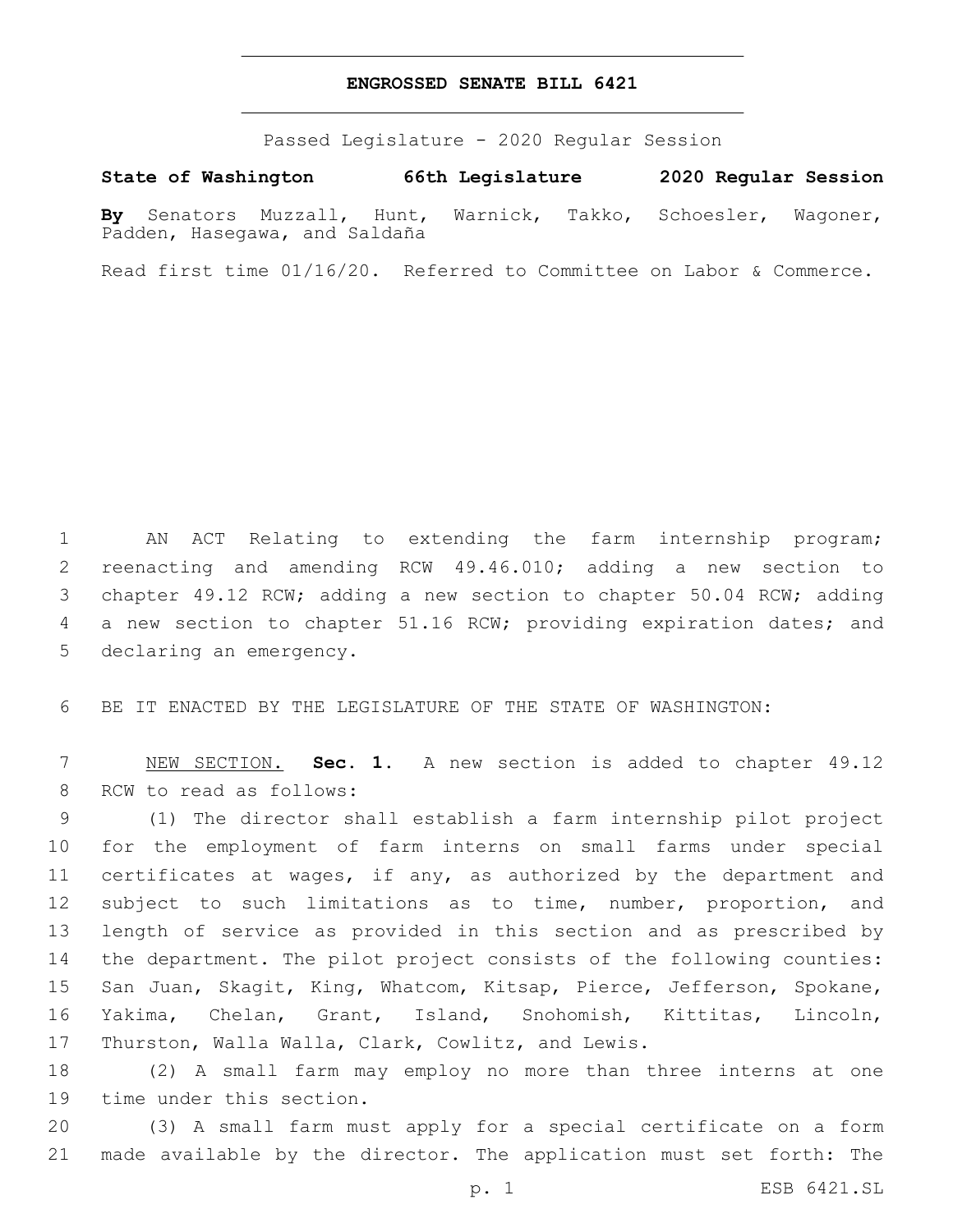**ENGROSSED SENATE BILL 6421**

Passed Legislature - 2020 Regular Session

**State of Washington 66th Legislature 2020 Regular Session**

**By** Senators Muzzall, Hunt, Warnick, Takko, Schoesler, Wagoner, Padden, Hasegawa, and Saldaña

Read first time 01/16/20. Referred to Committee on Labor & Commerce.

AN ACT Relating to extending the farm internship program; reenacting and amending RCW 49.46.010; adding a new section to chapter 49.12 RCW; adding a new section to chapter 50.04 RCW; adding a new section to chapter 51.16 RCW; providing expiration dates; and declaring an emergency.

BE IT ENACTED BY THE LEGISLATURE OF THE STATE OF WASHINGTON:

NEW SECTION. **Sec. 1.** A new section is added to chapter 49.12 RCW to read as follows:

(1) The director shall establish a farm internship pilot project for the employment of farm interns on small farms under special certificates at wages, if any, as authorized by the department and subject to such limitations as to time, number, proportion, and length of service as provided in this section and as prescribed by the department. The pilot project consists of the following counties: San Juan, Skagit, King, Whatcom, Kitsap, Pierce, Jefferson, Spokane, Yakima, Chelan, Grant, Island, Snohomish, Kittitas, Lincoln, Thurston, Walla Walla, Clark, Cowlitz, and Lewis.

(2) A small farm may employ no more than three interns at one time under this section.

(3) A small farm must apply for a special certificate on a form made available by the director. The application must set forth: The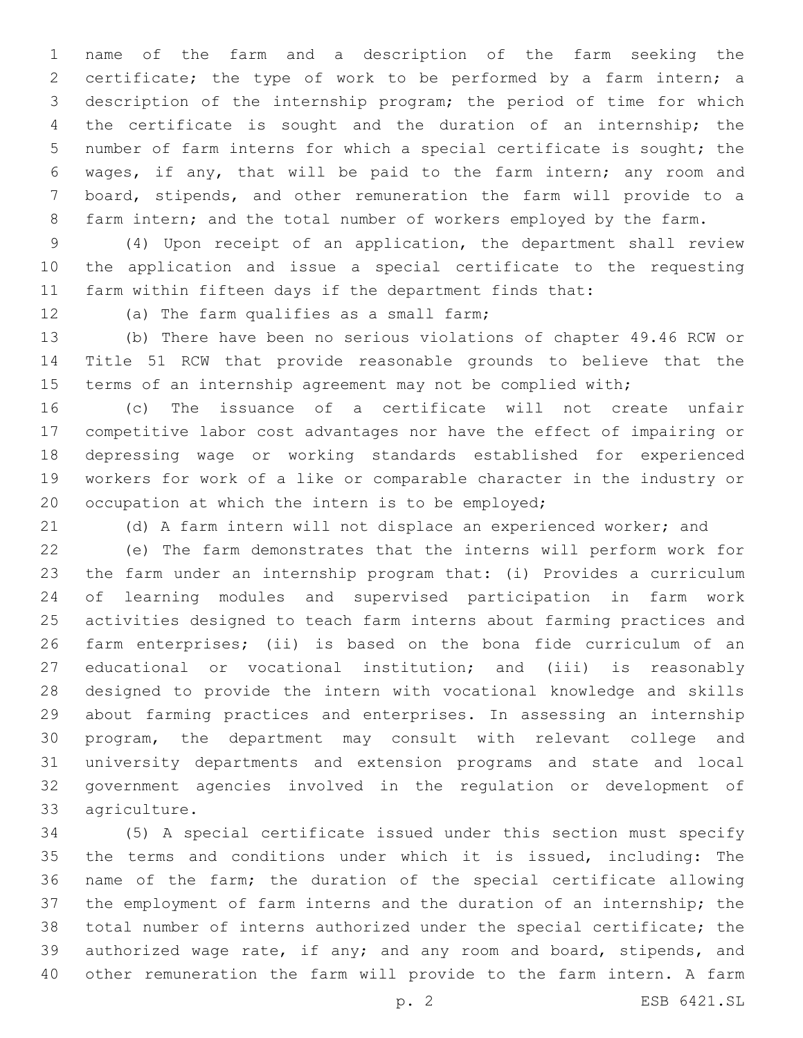name of the farm and a description of the farm seeking the certificate; the type of work to be performed by a farm intern; a description of the internship program; the period of time for which the certificate is sought and the duration of an internship; the number of farm interns for which a special certificate is sought; the wages, if any, that will be paid to the farm intern; any room and board, stipends, and other remuneration the farm will provide to a farm intern; and the total number of workers employed by the farm.

(4) Upon receipt of an application, the department shall review the application and issue a special certificate to the requesting farm within fifteen days if the department finds that:

(a) The farm qualifies as a small farm;

(b) There have been no serious violations of chapter 49.46 RCW or Title 51 RCW that provide reasonable grounds to believe that the terms of an internship agreement may not be complied with;

(c) The issuance of a certificate will not create unfair competitive labor cost advantages nor have the effect of impairing or depressing wage or working standards established for experienced workers for work of a like or comparable character in the industry or occupation at which the intern is to be employed;

(d) A farm intern will not displace an experienced worker; and

(e) The farm demonstrates that the interns will perform work for the farm under an internship program that: (i) Provides a curriculum of learning modules and supervised participation in farm work activities designed to teach farm interns about farming practices and farm enterprises; (ii) is based on the bona fide curriculum of an educational or vocational institution; and (iii) is reasonably designed to provide the intern with vocational knowledge and skills about farming practices and enterprises. In assessing an internship program, the department may consult with relevant college and university departments and extension programs and state and local government agencies involved in the regulation or development of agriculture.

(5) A special certificate issued under this section must specify the terms and conditions under which it is issued, including: The name of the farm; the duration of the special certificate allowing the employment of farm interns and the duration of an internship; the total number of interns authorized under the special certificate; the authorized wage rate, if any; and any room and board, stipends, and other remuneration the farm will provide to the farm intern. A farm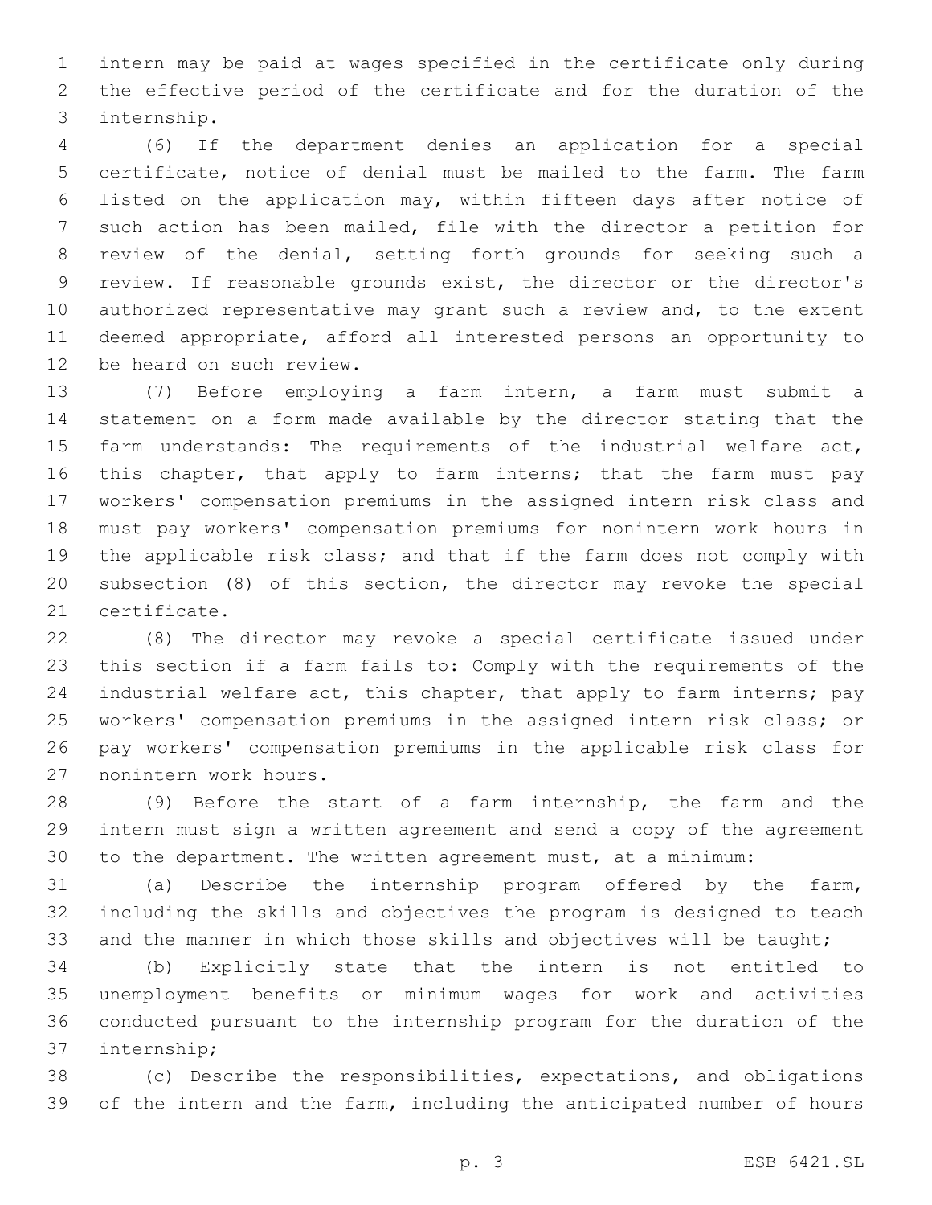intern may be paid at wages specified in the certificate only during the effective period of the certificate and for the duration of the internship.

(6) If the department denies an application for a special certificate, notice of denial must be mailed to the farm. The farm listed on the application may, within fifteen days after notice of such action has been mailed, file with the director a petition for review of the denial, setting forth grounds for seeking such a review. If reasonable grounds exist, the director or the director's authorized representative may grant such a review and, to the extent deemed appropriate, afford all interested persons an opportunity to be heard on such review.

(7) Before employing a farm intern, a farm must submit a statement on a form made available by the director stating that the farm understands: The requirements of the industrial welfare act, this chapter, that apply to farm interns; that the farm must pay workers' compensation premiums in the assigned intern risk class and must pay workers' compensation premiums for nonintern work hours in the applicable risk class; and that if the farm does not comply with subsection (8) of this section, the director may revoke the special certificate.

(8) The director may revoke a special certificate issued under this section if a farm fails to: Comply with the requirements of the industrial welfare act, this chapter, that apply to farm interns; pay workers' compensation premiums in the assigned intern risk class; or pay workers' compensation premiums in the applicable risk class for nonintern work hours.

(9) Before the start of a farm internship, the farm and the intern must sign a written agreement and send a copy of the agreement to the department. The written agreement must, at a minimum:

(a) Describe the internship program offered by the farm, including the skills and objectives the program is designed to teach and the manner in which those skills and objectives will be taught;

(b) Explicitly state that the intern is not entitled to unemployment benefits or minimum wages for work and activities conducted pursuant to the internship program for the duration of the internship;

(c) Describe the responsibilities, expectations, and obligations of the intern and the farm, including the anticipated number of hours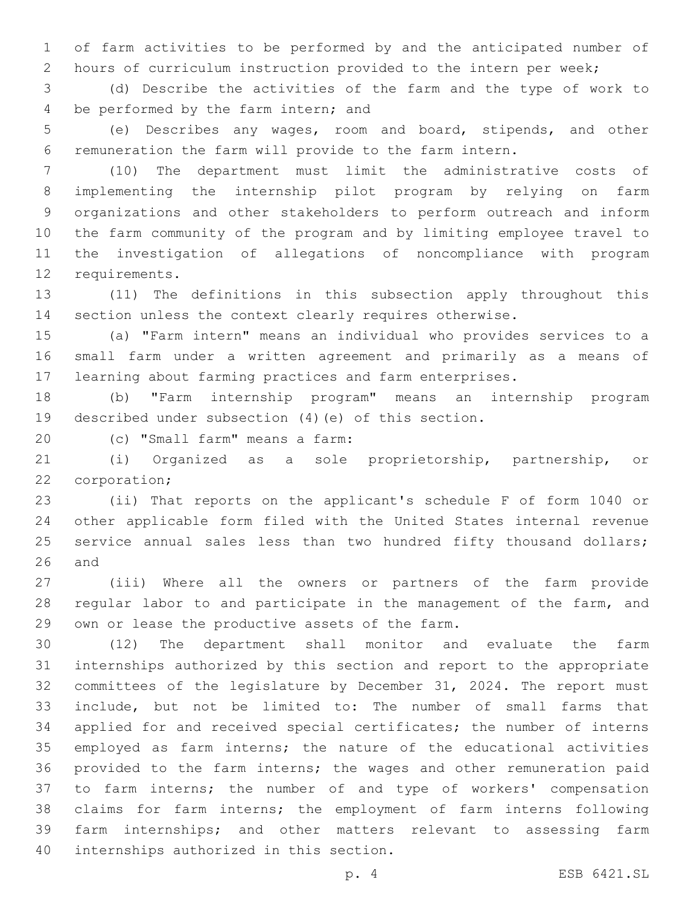of farm activities to be performed by and the anticipated number of hours of curriculum instruction provided to the intern per week;

(d) Describe the activities of the farm and the type of work to be performed by the farm intern; and

(e) Describes any wages, room and board, stipends, and other remuneration the farm will provide to the farm intern.

(10) The department must limit the administrative costs of implementing the internship pilot program by relying on farm organizations and other stakeholders to perform outreach and inform the farm community of the program and by limiting employee travel to the investigation of allegations of noncompliance with program requirements.

(11) The definitions in this subsection apply throughout this section unless the context clearly requires otherwise.

(a) "Farm intern" means an individual who provides services to a small farm under a written agreement and primarily as a means of learning about farming practices and farm enterprises.

(b) "Farm internship program" means an internship program described under subsection (4)(e) of this section.

(c) "Small farm" means a farm:

(i) Organized as a sole proprietorship, partnership, or corporation;

(ii) That reports on the applicant's schedule F of form 1040 or other applicable form filed with the United States internal revenue service annual sales less than two hundred fifty thousand dollars; and

(iii) Where all the owners or partners of the farm provide regular labor to and participate in the management of the farm, and own or lease the productive assets of the farm.

(12) The department shall monitor and evaluate the farm internships authorized by this section and report to the appropriate committees of the legislature by December 31, 2024. The report must include, but not be limited to: The number of small farms that applied for and received special certificates; the number of interns employed as farm interns; the nature of the educational activities provided to the farm interns; the wages and other remuneration paid to farm interns; the number of and type of workers' compensation claims for farm interns; the employment of farm interns following farm internships; and other matters relevant to assessing farm internships authorized in this section.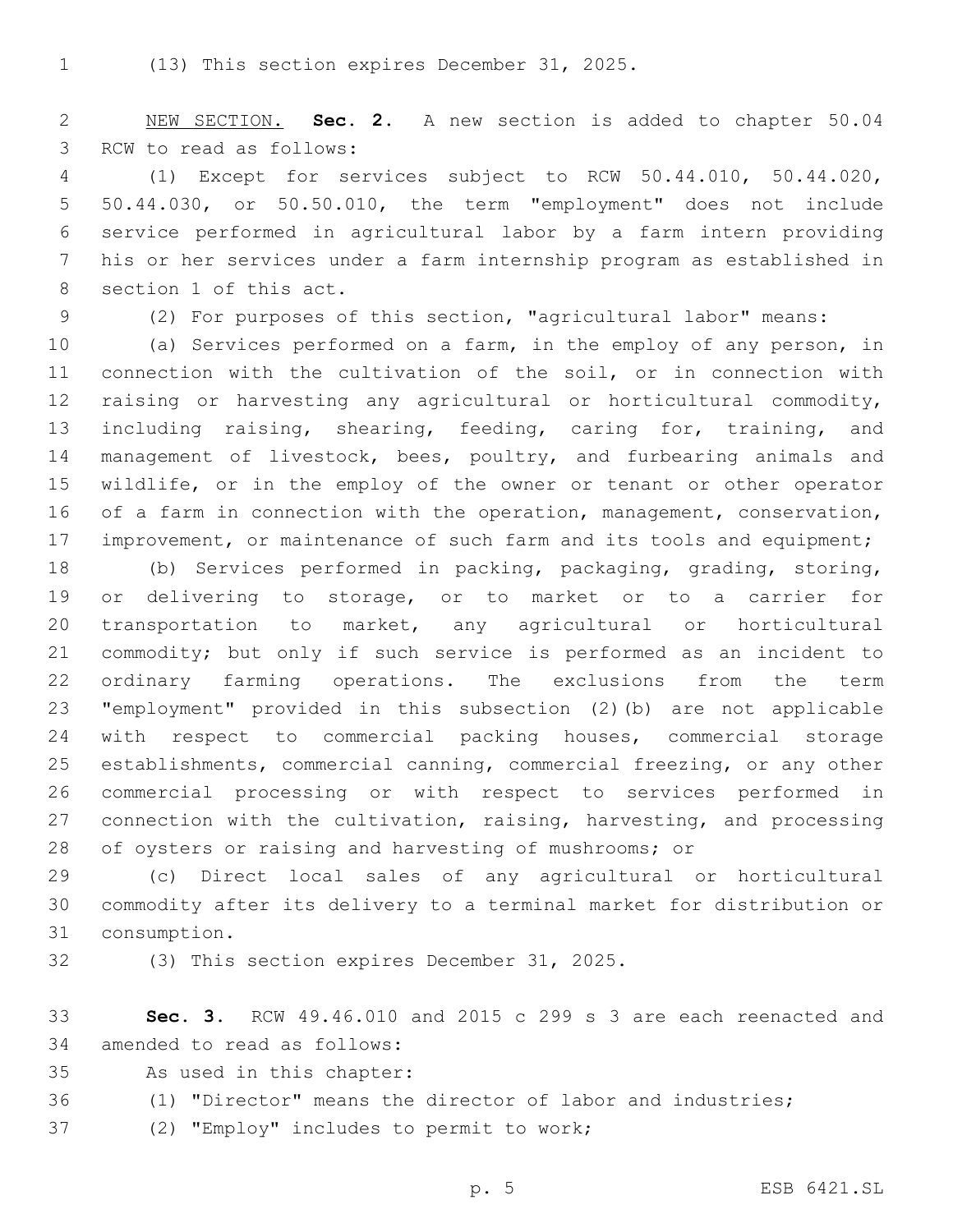(13) This section expires December 31, 2025.

NEW SECTION. **Sec. 2.** A new section is added to chapter 50.04 RCW to read as follows:

(1) Except for services subject to RCW 50.44.010, 50.44.020, 50.44.030, or 50.50.010, the term "employment" does not include service performed in agricultural labor by a farm intern providing his or her services under a farm internship program as established in section 1 of this act.

(2) For purposes of this section, "agricultural labor" means:

(a) Services performed on a farm, in the employ of any person, in connection with the cultivation of the soil, or in connection with raising or harvesting any agricultural or horticultural commodity, including raising, shearing, feeding, caring for, training, and management of livestock, bees, poultry, and furbearing animals and wildlife, or in the employ of the owner or tenant or other operator of a farm in connection with the operation, management, conservation, improvement, or maintenance of such farm and its tools and equipment;

(b) Services performed in packing, packaging, grading, storing, or delivering to storage, or to market or to a carrier for transportation to market, any agricultural or horticultural commodity; but only if such service is performed as an incident to ordinary farming operations. The exclusions from the term "employment" provided in this subsection (2)(b) are not applicable with respect to commercial packing houses, commercial storage establishments, commercial canning, commercial freezing, or any other commercial processing or with respect to services performed in connection with the cultivation, raising, harvesting, and processing of oysters or raising and harvesting of mushrooms; or

(c) Direct local sales of any agricultural or horticultural commodity after its delivery to a terminal market for distribution or consumption.

(3) This section expires December 31, 2025.

**Sec. 3.** RCW 49.46.010 and 2015 c 299 s 3 are each reenacted and amended to read as follows:

As used in this chapter:

(1) "Director" means the director of labor and industries;

(2) "Employ" includes to permit to work;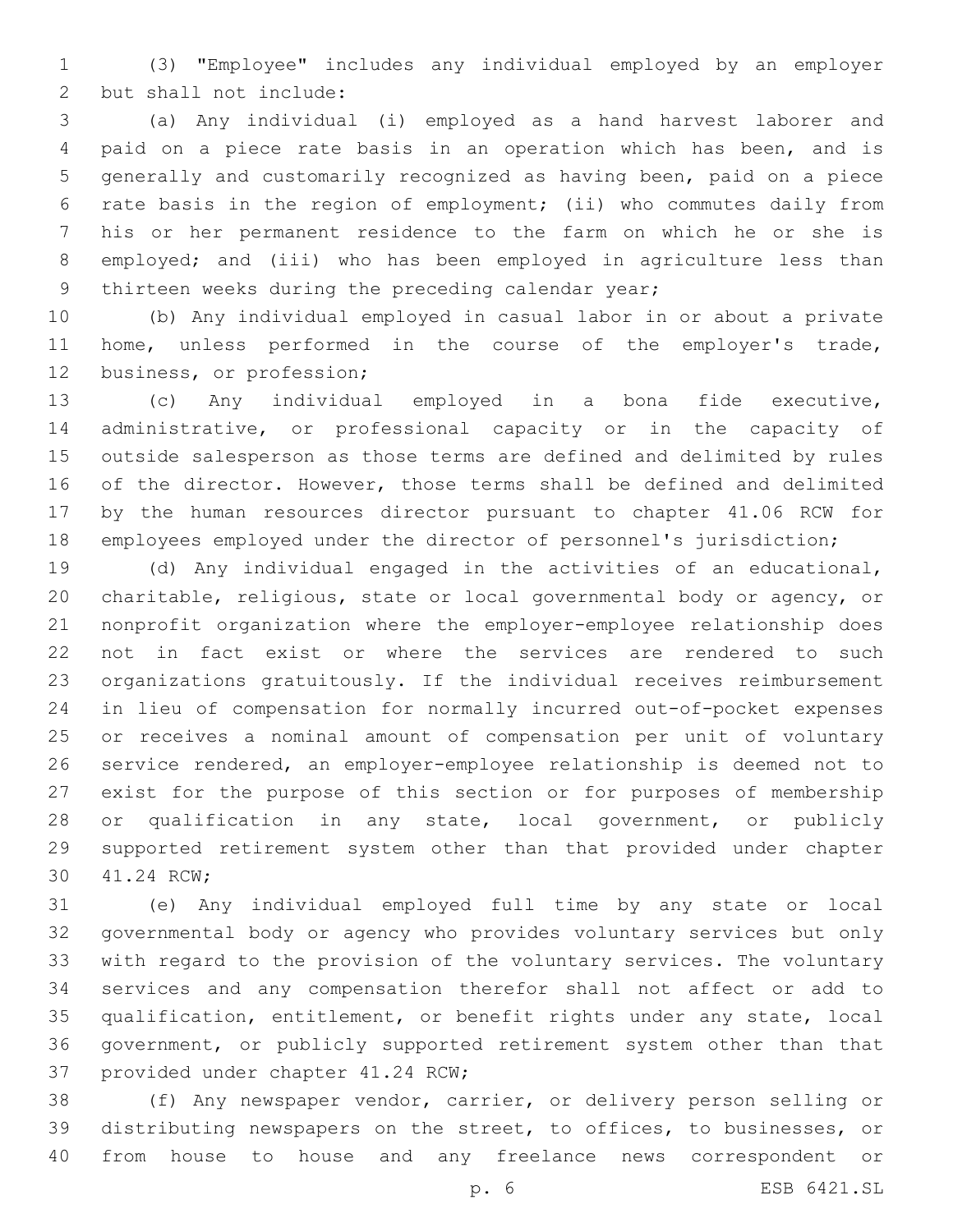(3) "Employee" includes any individual employed by an employer but shall not include:

(a) Any individual (i) employed as a hand harvest laborer and paid on a piece rate basis in an operation which has been, and is generally and customarily recognized as having been, paid on a piece rate basis in the region of employment; (ii) who commutes daily from his or her permanent residence to the farm on which he or she is employed; and (iii) who has been employed in agriculture less than thirteen weeks during the preceding calendar year;

(b) Any individual employed in casual labor in or about a private home, unless performed in the course of the employer's trade, business, or profession;

(c) Any individual employed in a bona fide executive, administrative, or professional capacity or in the capacity of outside salesperson as those terms are defined and delimited by rules of the director. However, those terms shall be defined and delimited by the human resources director pursuant to chapter 41.06 RCW for employees employed under the director of personnel's jurisdiction;

(d) Any individual engaged in the activities of an educational, charitable, religious, state or local governmental body or agency, or nonprofit organization where the employer-employee relationship does not in fact exist or where the services are rendered to such organizations gratuitously. If the individual receives reimbursement in lieu of compensation for normally incurred out-of-pocket expenses or receives a nominal amount of compensation per unit of voluntary service rendered, an employer-employee relationship is deemed not to exist for the purpose of this section or for purposes of membership or qualification in any state, local government, or publicly supported retirement system other than that provided under chapter 41.24 RCW;

(e) Any individual employed full time by any state or local governmental body or agency who provides voluntary services but only with regard to the provision of the voluntary services. The voluntary services and any compensation therefor shall not affect or add to qualification, entitlement, or benefit rights under any state, local government, or publicly supported retirement system other than that provided under chapter 41.24 RCW;

(f) Any newspaper vendor, carrier, or delivery person selling or distributing newspapers on the street, to offices, to businesses, or from house to house and any freelance news correspondent or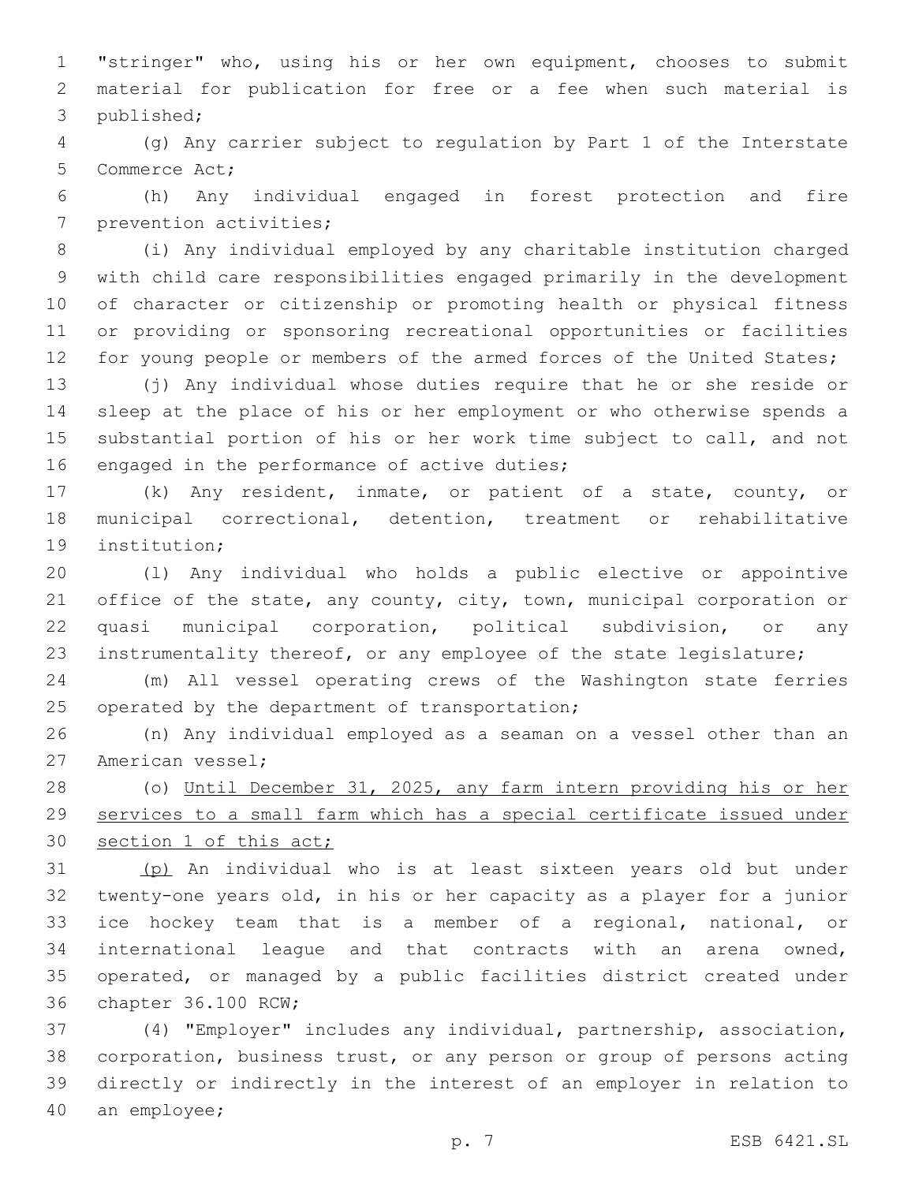"stringer" who, using his or her own equipment, chooses to submit material for publication for free or a fee when such material is published;

(g) Any carrier subject to regulation by Part 1 of the Interstate Commerce Act;

(h) Any individual engaged in forest protection and fire prevention activities;

(i) Any individual employed by any charitable institution charged with child care responsibilities engaged primarily in the development of character or citizenship or promoting health or physical fitness or providing or sponsoring recreational opportunities or facilities for young people or members of the armed forces of the United States;

(j) Any individual whose duties require that he or she reside or sleep at the place of his or her employment or who otherwise spends a substantial portion of his or her work time subject to call, and not engaged in the performance of active duties;

(k) Any resident, inmate, or patient of a state, county, or municipal correctional, detention, treatment or rehabilitative institution;

(l) Any individual who holds a public elective or appointive office of the state, any county, city, town, municipal corporation or quasi municipal corporation, political subdivision, or any instrumentality thereof, or any employee of the state legislature;

(m) All vessel operating crews of the Washington state ferries operated by the department of transportation;

(n) Any individual employed as a seaman on a vessel other than an American vessel;

(o) Until December 31, 2025, any farm intern providing his or her services to a small farm which has a special certificate issued under section 1 of this act;

(p) An individual who is at least sixteen years old but under twenty-one years old, in his or her capacity as a player for a junior ice hockey team that is a member of a regional, national, or international league and that contracts with an arena owned, operated, or managed by a public facilities district created under chapter 36.100 RCW;

(4) "Employer" includes any individual, partnership, association, corporation, business trust, or any person or group of persons acting directly or indirectly in the interest of an employer in relation to an employee;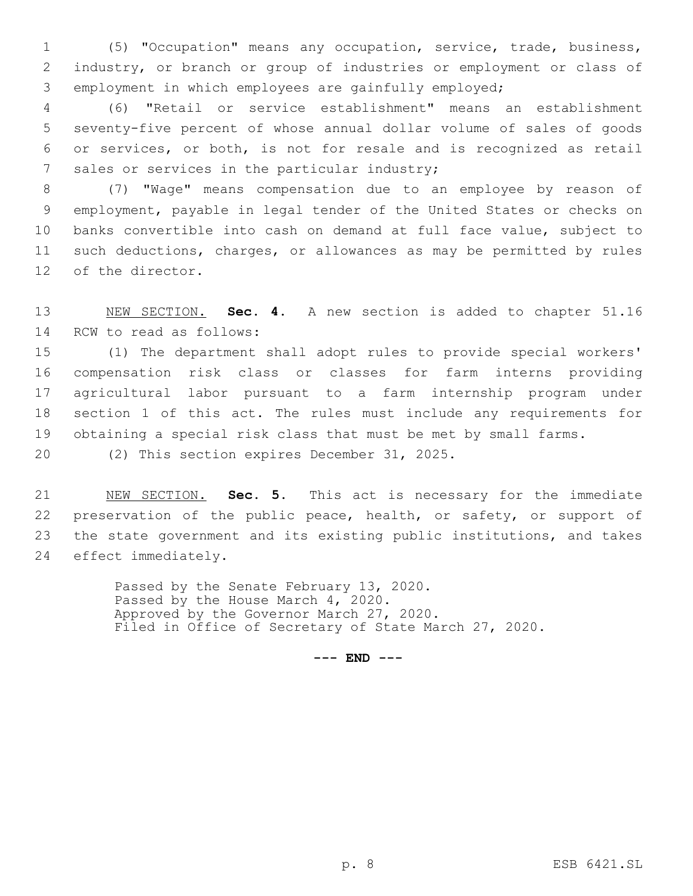(5) "Occupation" means any occupation, service, trade, business, industry, or branch or group of industries or employment or class of employment in which employees are gainfully employed;

(6) "Retail or service establishment" means an establishment seventy-five percent of whose annual dollar volume of sales of goods or services, or both, is not for resale and is recognized as retail sales or services in the particular industry;

(7) "Wage" means compensation due to an employee by reason of employment, payable in legal tender of the United States or checks on banks convertible into cash on demand at full face value, subject to such deductions, charges, or allowances as may be permitted by rules of the director.

NEW SECTION. **Sec. 4.** A new section is added to chapter 51.16 RCW to read as follows:

(1) The department shall adopt rules to provide special workers' compensation risk class or classes for farm interns providing agricultural labor pursuant to a farm internship program under section 1 of this act. The rules must include any requirements for obtaining a special risk class that must be met by small farms.

(2) This section expires December 31, 2025.

NEW SECTION. **Sec. 5.** This act is necessary for the immediate preservation of the public peace, health, or safety, or support of the state government and its existing public institutions, and takes effect immediately.

Passed by the Senate February 13, 2020.
Passed by the House March 4, 2020.
Approved by the Governor March 27, 2020.
Filed in Office of Secretary of State March 27, 2020.

**--- END ---**